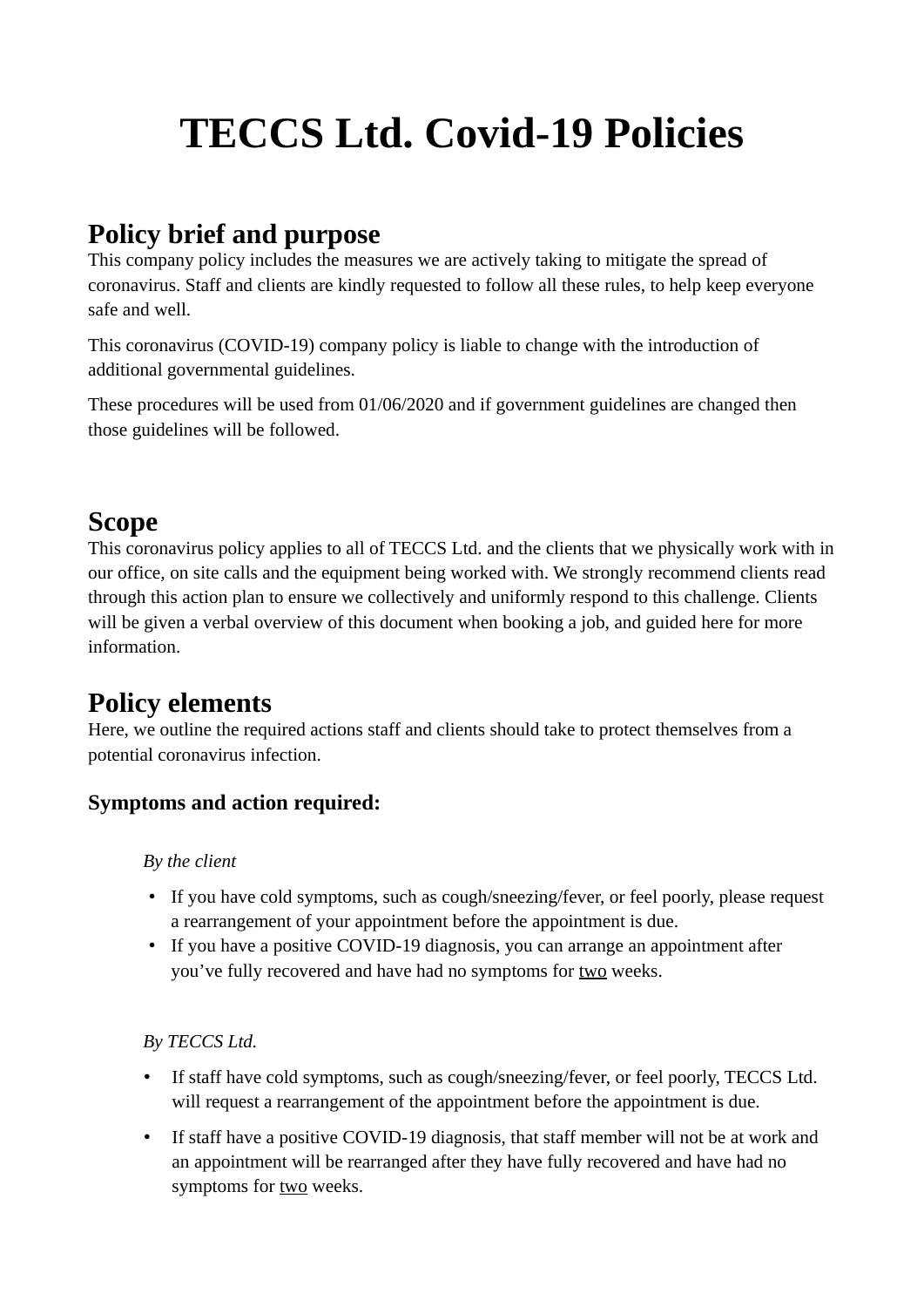# TECCS Ltd. Covid-19 Policies

## Policy brief and purpose

This company policy includes the measures we are actively taking to mitigate the spread of coronavirus. Staff and clients are kindly requested to follow all these rules, to help keep everyone safe and well.

This coronavirus (COVID-19) company policy is liable to change with the introduction of additional governmental guidelines.

These procedures will be used from 01/06/2020 and if government guidelines are changed then those guidelines will be followed.

## Scope

This coronavirus policy applies to all of TECCS Ltd. and the clients that we physically work with in our office, on site calls and the equipment being worked with. We strongly recommend clients read through this action plan to ensure we collectively and uniformly respond to this challenge. Clients will be given a verbal overview of this document when booking a job, and guided here for more information.

## Policy elements

Here, we outline the required actions staff and clients should take to protect themselves from a potential coronavirus infection.

### Symptoms and action required:

*By the client*

- If you have cold symptoms, such as cough/sneezing/fever, or feel poorly, please request a rearrangement of your appointment before the appointment is due.
- If you have a positive COVID-19 diagnosis, you can arrange an appointment after you've fully recovered and have had no symptoms for <u>two</u> weeks.

*By TECCS Ltd.*

- If staff have cold symptoms, such as cough/sneezing/fever, or feel poorly, TECCS Ltd. will request a rearrangement of the appointment before the appointment is due.
- If staff have a positive COVID-19 diagnosis, that staff member will not be at work and an appointment will be rearranged after they have fully recovered and have had no symptoms for <u>two</u> weeks.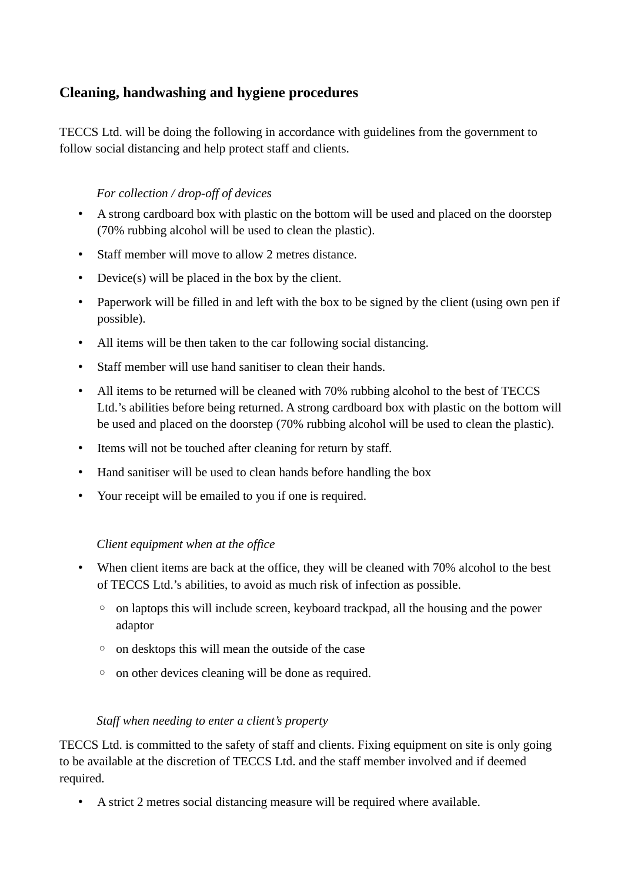## Cleaning, handwashing and hygiene procedures

TECCS Ltd. will be doing the following in accordance with guidelines from the government to follow social distancing and help protect staff and clients.

*For collection / drop-off of devices*

- A strong cardboard box with plastic on the bottom will be used and placed on the doorstep (70% rubbing alcohol will be used to clean the plastic).
- Staff member will move to allow 2 metres distance.
- Device(s) will be placed in the box by the client.
- Paperwork will be filled in and left with the box to be signed by the client (using own pen if possible).
- All items will be then taken to the car following social distancing.
- Staff member will use hand sanitiser to clean their hands.
- All items to be returned will be cleaned with 70% rubbing alcohol to the best of TECCS Ltd.'s abilities before being returned. A strong cardboard box with plastic on the bottom will be used and placed on the doorstep (70% rubbing alcohol will be used to clean the plastic).
- Items will not be touched after cleaning for return by staff.
- Hand sanitiser will be used to clean hands before handling the box
- Your receipt will be emailed to you if one is required.

*Client equipment when at the office*

- When client items are back at the office, they will be cleaned with 70% alcohol to the best of TECCS Ltd.'s abilities, to avoid as much risk of infection as possible.
  - on laptops this will include screen, keyboard trackpad, all the housing and the power adaptor
  - on desktops this will mean the outside of the case
  - on other devices cleaning will be done as required.

*Staff when needing to enter a client's property*

TECCS Ltd. is committed to the safety of staff and clients. Fixing equipment on site is only going to be available at the discretion of TECCS Ltd. and the staff member involved and if deemed required.

- A strict 2 metres social distancing measure will be required where available.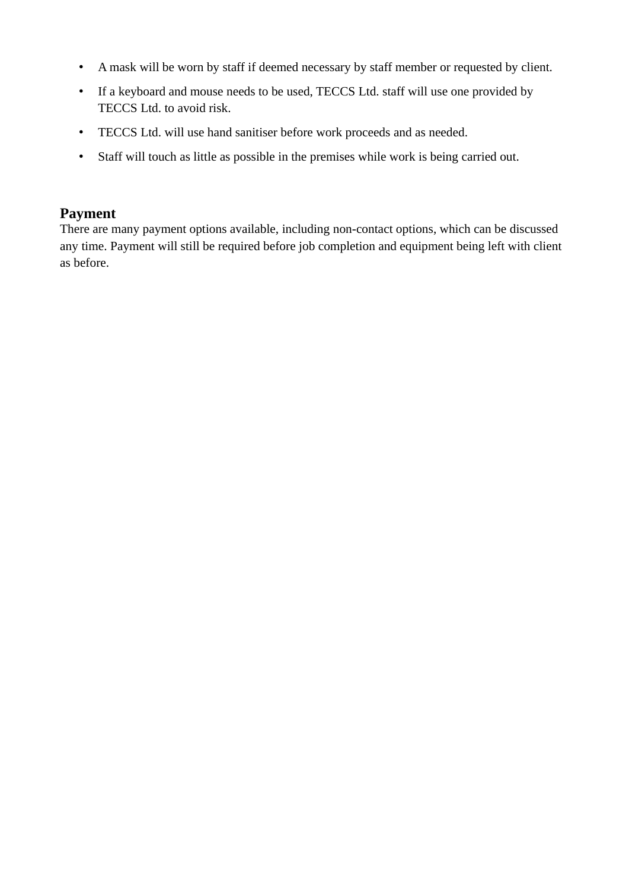- A mask will be worn by staff if deemed necessary by staff member or requested by client.
- If a keyboard and mouse needs to be used, TECCS Ltd. staff will use one provided by TECCS Ltd. to avoid risk.
- TECCS Ltd. will use hand sanitiser before work proceeds and as needed.
- Staff will touch as little as possible in the premises while work is being carried out.

## Payment

There are many payment options available, including non-contact options, which can be discussed any time. Payment will still be required before job completion and equipment being left with client as before.